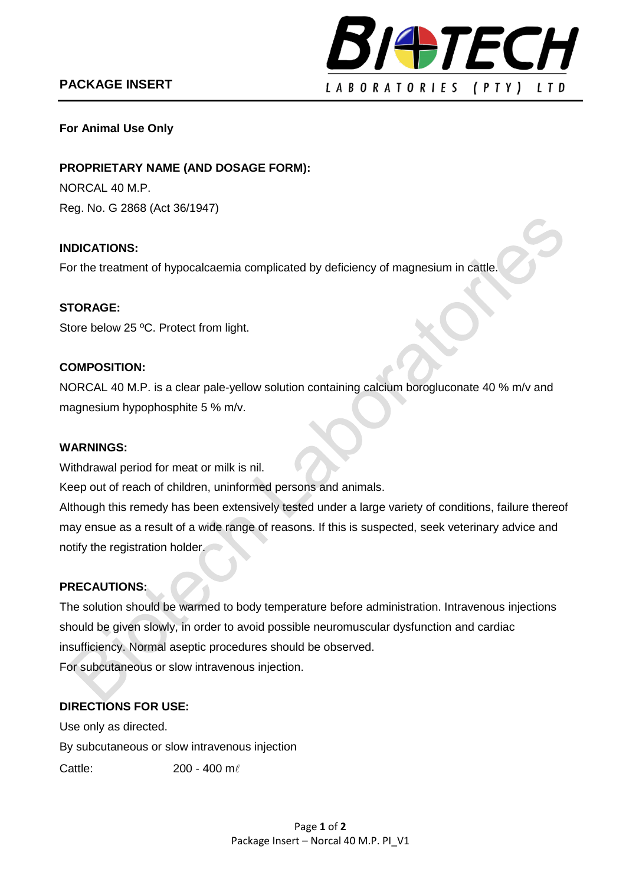# PACKAGE INSERT

BIOTECH LABORATORIES (PTY) LTD

**For Animal Use Only**

**PROPRIETARY NAME (AND DOSAGE FORM):**

NORCAL 40 M.P.

Reg. No. G 2868 (Act 36/1947)

**INDICATIONS:**

For the treatment of hypocalcaemia complicated by deficiency of magnesium in cattle.

**STORAGE:**

Store below 25 ºC. Protect from light.

**COMPOSITION:**

NORCAL 40 M.P. is a clear pale-yellow solution containing calcium borogluconate 40 % m/v and magnesium hypophosphite 5 % m/v.

**WARNINGS:**

Withdrawal period for meat or milk is nil.

Keep out of reach of children, uninformed persons and animals.

Although this remedy has been extensively tested under a large variety of conditions, failure thereof may ensue as a result of a wide range of reasons. If this is suspected, seek veterinary advice and notify the registration holder.

**PRECAUTIONS:**

The solution should be warmed to body temperature before administration. Intravenous injections should be given slowly, in order to avoid possible neuromuscular dysfunction and cardiac insufficiency. Normal aseptic procedures should be observed.

For subcutaneous or slow intravenous injection.

**DIRECTIONS FOR USE:**

Use only as directed.

By subcutaneous or slow intravenous injection

Cattle: 200 - 400 mℓ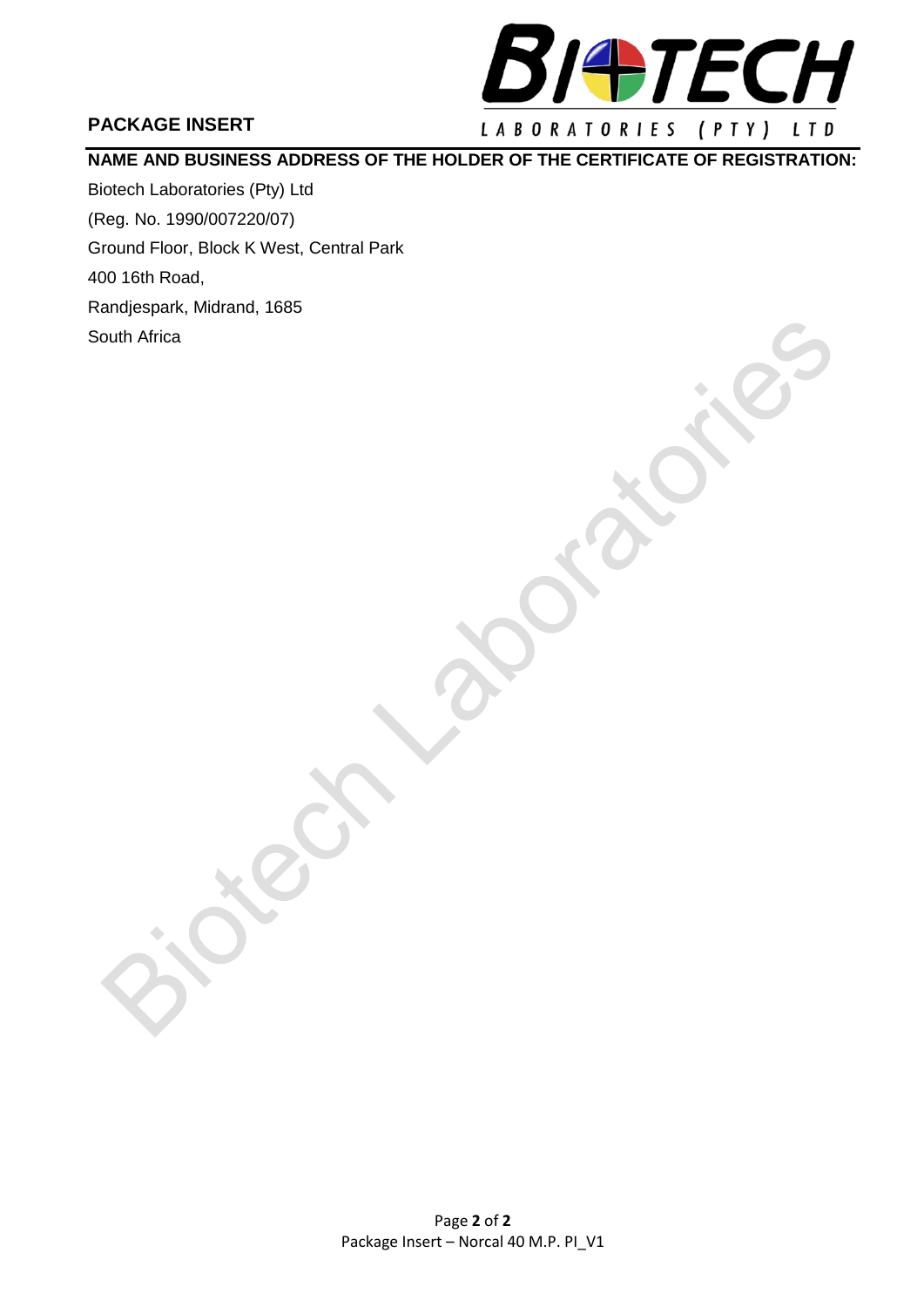**NAME AND BUSINESS ADDRESS OF THE HOLDER OF THE CERTIFICATE OF REGISTRATION:**

Biotech Laboratories (Pty) Ltd

(Reg. No. 1990/007220/07)

Ground Floor, Block K West, Central Park

400 16th Road,

Randjespark, Midrand, 1685

South Africa